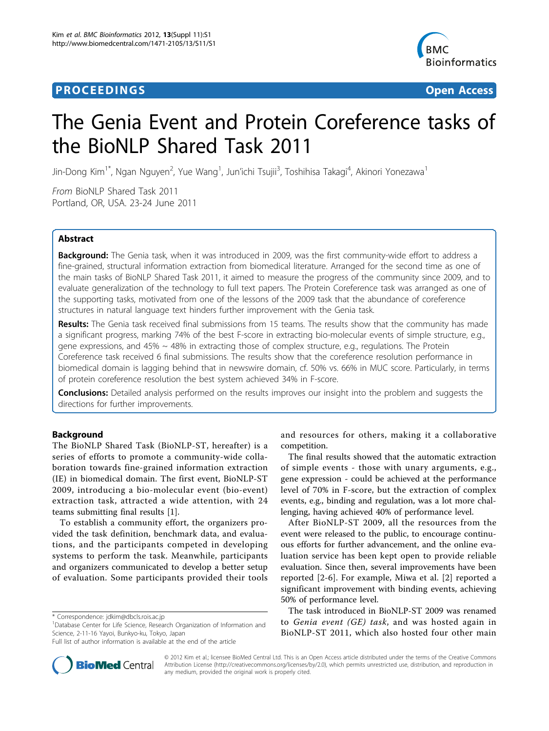# The Genia Event and Protein Coreference tasks of the BioNLP Shared Task 2011

Jin-Dong Kim[1*], Ngan Nguyen[2], Yue Wang[1], Jun'ichi Tsujii[3], Toshihisa Takagi[4], Akinori Yonezawa[1]

*From* BioNLP Shared Task 2011
Portland, OR, USA. 23-24 June 2011

## Abstract

**Background:** The Genia task, when it was introduced in 2009, was the first community-wide effort to address a fine-grained, structural information extraction from biomedical literature. Arranged for the second time as one of the main tasks of BioNLP Shared Task 2011, it aimed to measure the progress of the community since 2009, and to evaluate generalization of the technology to full text papers. The Protein Coreference task was arranged as one of the supporting tasks, motivated from one of the lessons of the 2009 task that the abundance of coreference structures in natural language text hinders further improvement with the Genia task.

**Results:** The Genia task received final submissions from 15 teams. The results show that the community has made a significant progress, marking 74% of the best F-score in extracting bio-molecular events of simple structure, e.g., gene expressions, and 45% ~ 48% in extracting those of complex structure, e.g., regulations. The Protein Coreference task received 6 final submissions. The results show that the coreference resolution performance in biomedical domain is lagging behind that in newswire domain, cf. 50% vs. 66% in MUC score. Particularly, in terms of protein coreference resolution the best system achieved 34% in F-score.

**Conclusions:** Detailed analysis performed on the results improves our insight into the problem and suggests the directions for further improvements.

## Background

The BioNLP Shared Task (BioNLP-ST, hereafter) is a series of efforts to promote a community-wide collaboration towards fine-grained information extraction (IE) in biomedical domain. The first event, BioNLP-ST 2009, introducing a bio-molecular event (bio-event) extraction task, attracted a wide attention, with 24 teams submitting final results [1].

To establish a community effort, the organizers provided the task definition, benchmark data, and evaluations, and the participants competed in developing systems to perform the task. Meanwhile, participants and organizers communicated to develop a better setup of evaluation. Some participants provided their tools and resources for others, making it a collaborative competition.

The final results showed that the automatic extraction of simple events - those with unary arguments, e.g., gene expression - could be achieved at the performance level of 70% in F-score, but the extraction of complex events, e.g., binding and regulation, was a lot more challenging, having achieved 40% of performance level.

After BioNLP-ST 2009, all the resources from the event were released to the public, to encourage continuous efforts for further advancement, and the online evaluation service has been kept open to provide reliable evaluation. Since then, several improvements have been reported [2-6]. For example, Miwa et al. [2] reported a significant improvement with binding events, achieving 50% of performance level.

The task introduced in BioNLP-ST 2009 was renamed to *Genia event (GE) task*, and was hosted again in BioNLP-ST 2011, which also hosted four other main

\* Correspondence: jdkim@dbcls.rois.ac.jp
[1]Database Center for Life Science, Research Organization of Information and Science, 2-11-16 Yayoi, Bunkyo-ku, Tokyo, Japan
Full list of author information is available at the end of the article

© 2012 Kim et al.; licensee BioMed Central Ltd. This is an Open Access article distributed under the terms of the Creative Commons Attribution License (http://creativecommons.org/licenses/by/2.0), which permits unrestricted use, distribution, and reproduction in any medium, provided the original work is properly cited.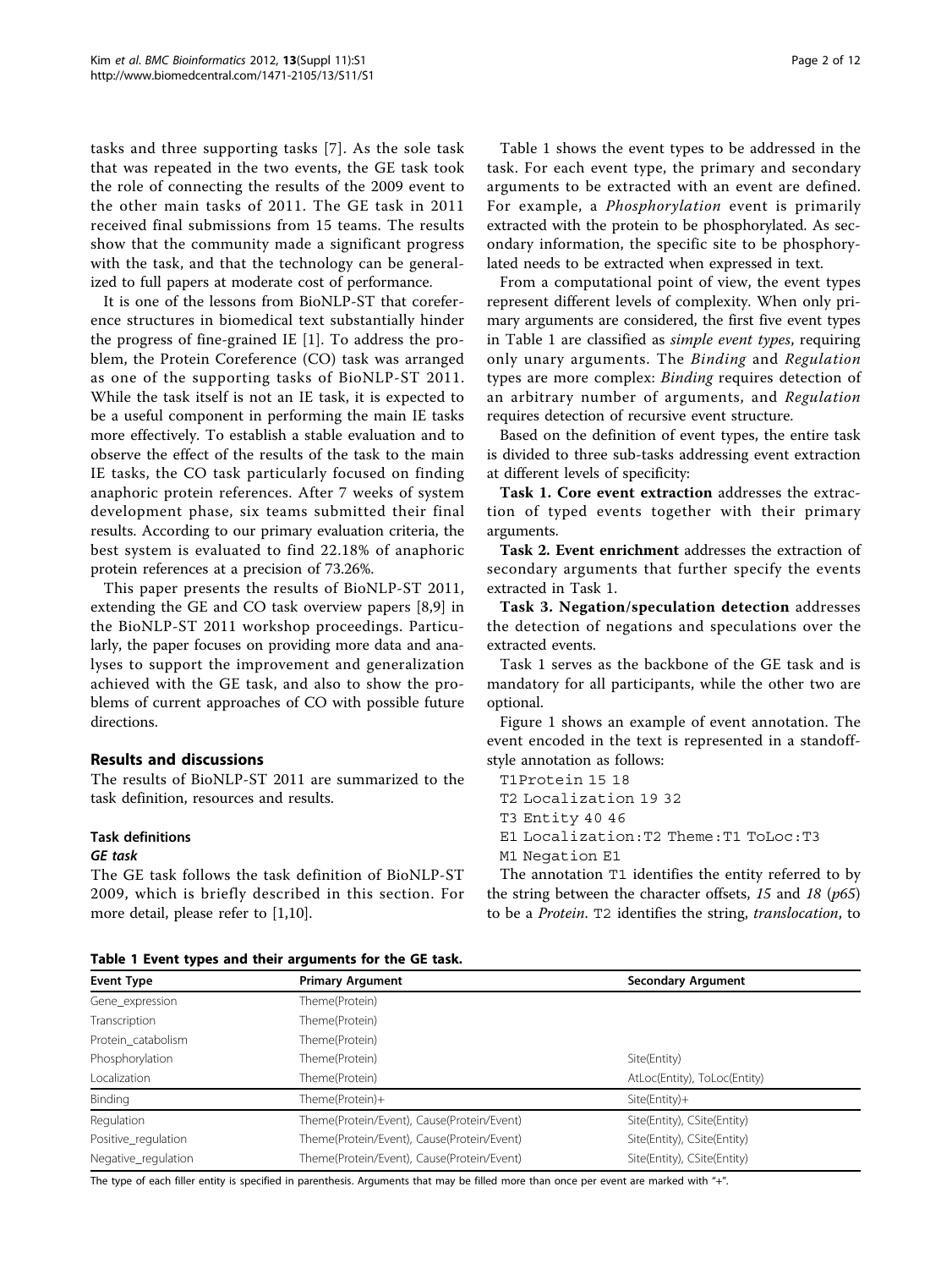tasks and three supporting tasks [7]. As the sole task that was repeated in the two events, the GE task took the role of connecting the results of the 2009 event to the other main tasks of 2011. The GE task in 2011 received final submissions from 15 teams. The results show that the community made a significant progress with the task, and that the technology can be generalized to full papers at moderate cost of performance.

It is one of the lessons from BioNLP-ST that coreference structures in biomedical text substantially hinder the progress of fine-grained IE [1]. To address the problem, the Protein Coreference (CO) task was arranged as one of the supporting tasks of BioNLP-ST 2011. While the task itself is not an IE task, it is expected to be a useful component in performing the main IE tasks more effectively. To establish a stable evaluation and to observe the effect of the results of the task to the main IE tasks, the CO task particularly focused on finding anaphoric protein references. After 7 weeks of system development phase, six teams submitted their final results. According to our primary evaluation criteria, the best system is evaluated to find 22.18% of anaphoric protein references at a precision of 73.26%.

This paper presents the results of BioNLP-ST 2011, extending the GE and CO task overview papers [8,9] in the BioNLP-ST 2011 workshop proceedings. Particularly, the paper focuses on providing more data and analyses to support the improvement and generalization achieved with the GE task, and also to show the problems of current approaches of CO with possible future directions.

## Results and discussions

The results of BioNLP-ST 2011 are summarized to the task definition, resources and results.

### Task definitions

#### *GE task*

The GE task follows the task definition of BioNLP-ST 2009, which is briefly described in this section. For more detail, please refer to [1,10].

Table 1 shows the event types to be addressed in the task. For each event type, the primary and secondary arguments to be extracted with an event are defined. For example, a *Phosphorylation* event is primarily extracted with the protein to be phosphorylated. As secondary information, the specific site to be phosphorylated needs to be extracted when expressed in text.

From a computational point of view, the event types represent different levels of complexity. When only primary arguments are considered, the first five event types in Table 1 are classified as *simple event types*, requiring only unary arguments. The *Binding* and *Regulation* types are more complex: *Binding* requires detection of an arbitrary number of arguments, and *Regulation* requires detection of recursive event structure.

Based on the definition of event types, the entire task is divided to three sub-tasks addressing event extraction at different levels of specificity:

**Task 1. Core event extraction** addresses the extraction of typed events together with their primary arguments.

**Task 2. Event enrichment** addresses the extraction of secondary arguments that further specify the events extracted in Task 1.

**Task 3. Negation/speculation detection** addresses the detection of negations and speculations over the extracted events.

Task 1 serves as the backbone of the GE task and is mandatory for all participants, while the other two are optional.

Figure 1 shows an example of event annotation. The event encoded in the text is represented in a standoff-style annotation as follows:

```
T1Protein 15 18
T2 Localization 19 32
T3 Entity 40 46
E1 Localization:T2 Theme:T1 ToLoc:T3
M1 Negation E1
```

The annotation `T1` identifies the entity referred to by the string between the character offsets, *15* and *18* (*p65*) to be a *Protein*. `T2` identifies the string, *translocation*, to

**Table 1 Event types and their arguments for the GE task.**

| Event Type | Primary Argument | Secondary Argument |
|---|---|---|
| Gene_expression | Theme(Protein) | |
| Transcription | Theme(Protein) | |
| Protein_catabolism | Theme(Protein) | |
| Phosphorylation | Theme(Protein) | Site(Entity) |
| Localization | Theme(Protein) | AtLoc(Entity), ToLoc(Entity) |
| Binding | Theme(Protein)+ | Site(Entity)+ |
| Regulation | Theme(Protein/Event), Cause(Protein/Event) | Site(Entity), CSite(Entity) |
| Positive_regulation | Theme(Protein/Event), Cause(Protein/Event) | Site(Entity), CSite(Entity) |
| Negative_regulation | Theme(Protein/Event), Cause(Protein/Event) | Site(Entity), CSite(Entity) |

The type of each filler entity is specified in parenthesis. Arguments that may be filled more than once per event are marked with "+".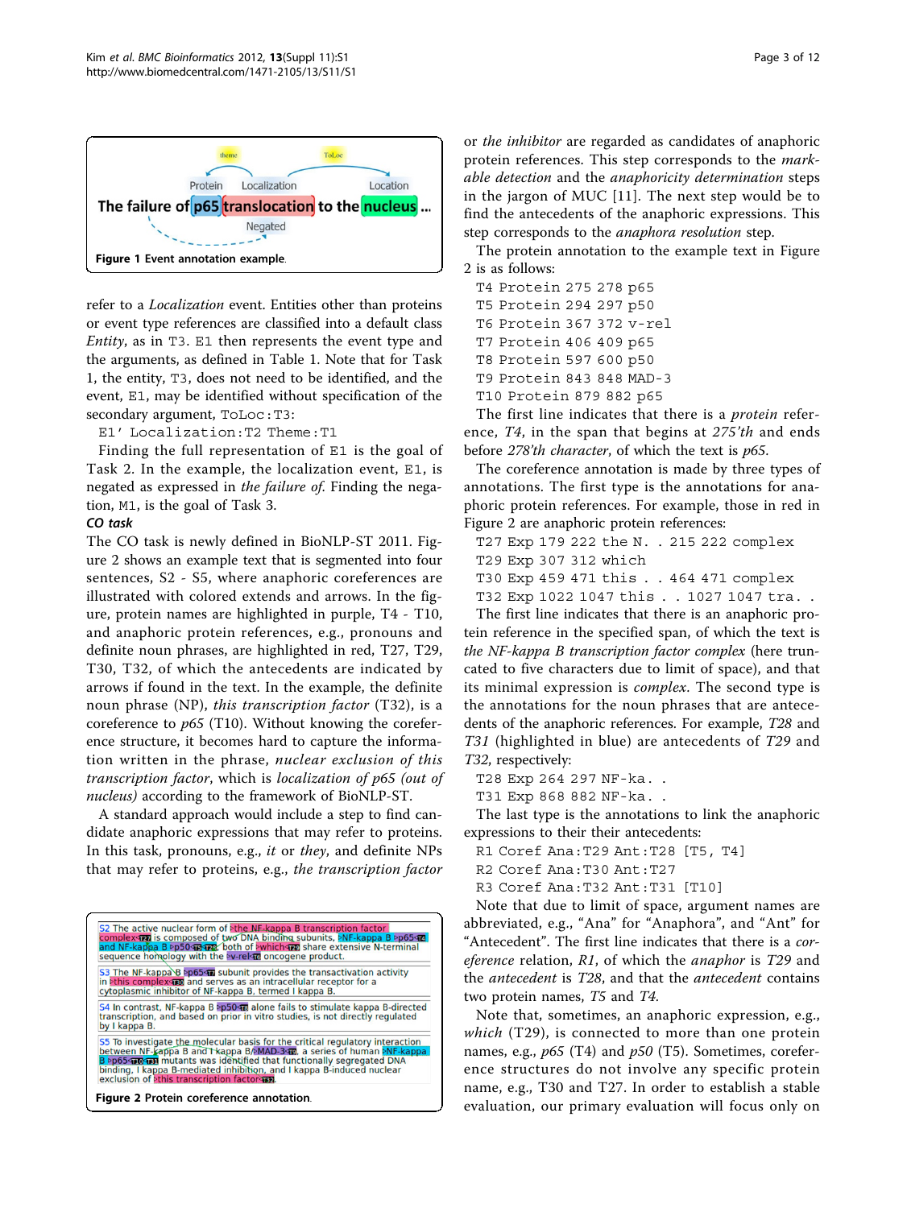Figure 1 Event annotation example.

refer to a *Localization* event. Entities other than proteins or event type references are classified into a default class *Entity*, as in T3. E1 then represents the event type and the arguments, as defined in Table 1. Note that for Task 1, the entity, T3, does not need to be identified, and the event, E1, may be identified without specification of the secondary argument, ToLoc:T3:

E1' Localization:T2 Theme:T1

Finding the full representation of E1 is the goal of Task 2. In the example, the localization event, E1, is negated as expressed in *the failure of*. Finding the negation, M1, is the goal of Task 3.

### CO task

The CO task is newly defined in BioNLP-ST 2011. Figure 2 shows an example text that is segmented into four sentences, S2 - S5, where anaphoric coreferences are illustrated with colored extends and arrows. In the figure, protein names are highlighted in purple, T4 - T10, and anaphoric protein references, e.g., pronouns and definite noun phrases, are highlighted in red, T27, T29, T30, T32, of which the antecedents are indicated by arrows if found in the text. In the example, the definite noun phrase (NP), *this transcription factor* (T32), is a coreference to *p65* (T10). Without knowing the coreference structure, it becomes hard to capture the information written in the phrase, *nuclear exclusion of this transcription factor*, which is *localization of p65 (out of nucleus)* according to the framework of BioNLP-ST.

A standard approach would include a step to find candidate anaphoric expressions that may refer to proteins. In this task, pronouns, e.g., *it* or *they*, and definite NPs that may refer to proteins, e.g., *the transcription factor* or *the inhibitor* are regarded as candidates of anaphoric protein references. This step corresponds to the *markable detection* and the *anaphoricity determination* steps in the jargon of MUC [11]. The next step would be to find the antecedents of the anaphoric expressions. This step corresponds to the *anaphora resolution* step.

Figure 2 Protein coreference annotation.

The protein annotation to the example text in Figure 2 is as follows:

```
T4 Protein 275 278 p65
T5 Protein 294 297 p50
T6 Protein 367 372 v-rel
T7 Protein 406 409 p65
T8 Protein 597 600 p50
T9 Protein 843 848 MAD-3
T10 Protein 879 882 p65
```

The first line indicates that there is a *protein* reference, *T4*, in the span that begins at *275'th* and ends before *278'th character*, of which the text is *p65*.

The coreference annotation is made by three types of annotations. The first type is the annotations for anaphoric protein references. For example, those in red in Figure 2 are anaphoric protein references:

```
T27 Exp 179 222 the N. . 215 222 complex
T29 Exp 307 312 which
T30 Exp 459 471 this . . 464 471 complex
T32 Exp 1022 1047 this . . 1027 1047 tra. .
```

The first line indicates that there is an anaphoric protein reference in the specified span, of which the text is *the NF-kappa B transcription factor complex* (here truncated to five characters due to limit of space), and that its minimal expression is *complex*. The second type is the annotations for the noun phrases that are antecedents of the anaphoric references. For example, *T28* and *T31* (highlighted in blue) are antecedents of *T29* and *T32*, respectively:

```
T28 Exp 264 297 NF-ka. .
T31 Exp 868 882 NF-ka. .
```

The last type is the annotations to link the anaphoric expressions to their their antecedents:

```
R1 Coref Ana:T29 Ant:T28 [T5, T4]
R2 Coref Ana:T30 Ant:T27
R3 Coref Ana:T32 Ant:T31 [T10]
```

Note that due to limit of space, argument names are abbreviated, e.g., "Ana" for "Anaphora", and "Ant" for "Antecedent". The first line indicates that there is a *coreference* relation, *R1*, of which the *anaphor* is *T29* and the *antecedent* is *T28*, and that the *antecedent* contains two protein names, *T5* and *T4*.

Note that, sometimes, an anaphoric expression, e.g., *which* (T29), is connected to more than one protein names, e.g., *p65* (T4) and *p50* (T5). Sometimes, coreference structures do not involve any specific protein name, e.g., T30 and T27. In order to establish a stable evaluation, our primary evaluation will focus only on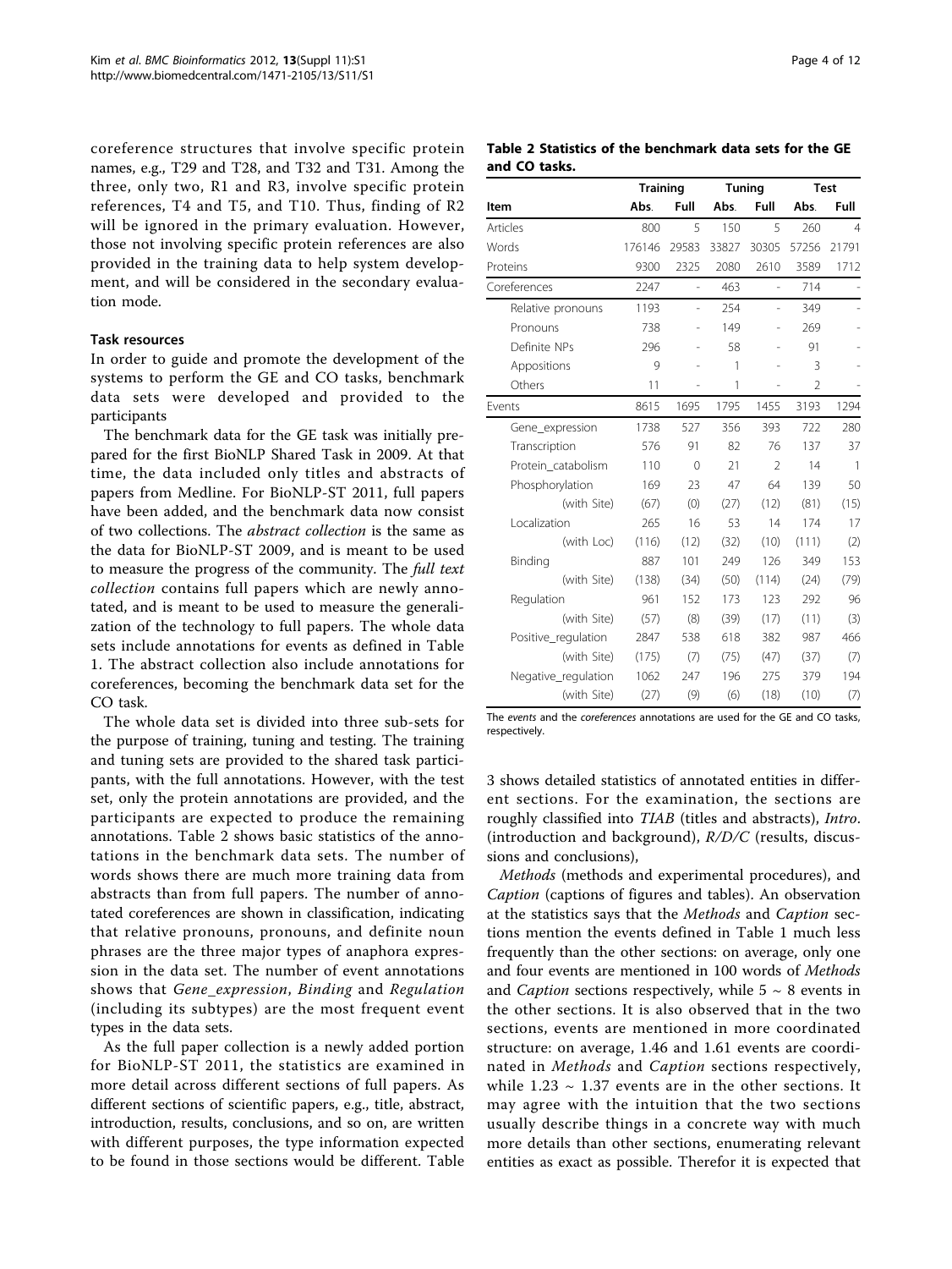coreference structures that involve specific protein names, e.g., T29 and T28, and T32 and T31. Among the three, only two, R1 and R3, involve specific protein references, T4 and T5, and T10. Thus, finding of R2 will be ignored in the primary evaluation. However, those not involving specific protein references are also provided in the training data to help system development, and will be considered in the secondary evaluation mode.

### Task resources

In order to guide and promote the development of the systems to perform the GE and CO tasks, benchmark data sets were developed and provided to the participants

The benchmark data for the GE task was initially prepared for the first BioNLP Shared Task in 2009. At that time, the data included only titles and abstracts of papers from Medline. For BioNLP-ST 2011, full papers have been added, and the benchmark data now consist of two collections. The *abstract collection* is the same as the data for BioNLP-ST 2009, and is meant to be used to measure the progress of the community. The *full text collection* contains full papers which are newly annotated, and is meant to be used to measure the generalization of the technology to full papers. The whole data sets include annotations for events as defined in Table 1. The abstract collection also include annotations for coreferences, becoming the benchmark data set for the CO task.

The whole data set is divided into three sub-sets for the purpose of training, tuning and testing. The training and tuning sets are provided to the shared task participants, with the full annotations. However, with the test set, only the protein annotations are provided, and the participants are expected to produce the remaining annotations. Table 2 shows basic statistics of the annotations in the benchmark data sets. The number of words shows there are much more training data from abstracts than from full papers. The number of annotated coreferences are shown in classification, indicating that relative pronouns, pronouns, and definite noun phrases are the three major types of anaphora expression in the data set. The number of event annotations shows that *Gene_expression*, *Binding* and *Regulation* (including its subtypes) are the most frequent event types in the data sets.

As the full paper collection is a newly added portion for BioNLP-ST 2011, the statistics are examined in more detail across different sections of full papers. As different sections of scientific papers, e.g., title, abstract, introduction, results, conclusions, and so on, are written with different purposes, the type information expected to be found in those sections would be different. Table 3 shows detailed statistics of annotated entities in different sections. For the examination, the sections are roughly classified into *TIAB* (titles and abstracts), *Intro*. (introduction and background), *R/D/C* (results, discussions and conclusions),

*Methods* (methods and experimental procedures), and *Caption* (captions of figures and tables). An observation at the statistics says that the *Methods* and *Caption* sections mention the events defined in Table 1 much less frequently than the other sections: on average, only one and four events are mentioned in 100 words of *Methods* and *Caption* sections respectively, while 5 ~ 8 events in the other sections. It is also observed that in the two sections, events are mentioned in more coordinated structure: on average, 1.46 and 1.61 events are coordinated in *Methods* and *Caption* sections respectively, while 1.23 ~ 1.37 events are in the other sections. It may agree with the intuition that the two sections usually describe things in a concrete way with much more details than other sections, enumerating relevant entities as exact as possible. Therefor it is expected that

**Table 2 Statistics of the benchmark data sets for the GE and CO tasks.**

| | Training | | Tuning | | Test | |
|---|---|---|---|---|---|---|
| **Item** | **Abs.** | **Full** | **Abs.** | **Full** | **Abs.** | **Full** |
| Articles | 800 | 5 | 150 | 5 | 260 | 4 |
| Words | 176146 | 29583 | 33827 | 30305 | 57256 | 21791 |
| Proteins | 9300 | 2325 | 2080 | 2610 | 3589 | 1712 |
| Coreferences | 2247 | - | 463 | - | 714 | - |
| Relative pronouns | 1193 | - | 254 | - | 349 | - |
| Pronouns | 738 | - | 149 | - | 269 | - |
| Definite NPs | 296 | - | 58 | - | 91 | - |
| Appositions | 9 | - | 1 | - | 3 | - |
| Others | 11 | - | 1 | - | 2 | - |
| Events | 8615 | 1695 | 1795 | 1455 | 3193 | 1294 |
| Gene_expression | 1738 | 527 | 356 | 393 | 722 | 280 |
| Transcription | 576 | 91 | 82 | 76 | 137 | 37 |
| Protein_catabolism | 110 | 0 | 21 | 2 | 14 | 1 |
| Phosphorylation | 169 | 23 | 47 | 64 | 139 | 50 |
| (with Site) | (67) | (0) | (27) | (12) | (81) | (15) |
| Localization | 265 | 16 | 53 | 14 | 174 | 17 |
| (with Loc) | (116) | (12) | (32) | (10) | (111) | (2) |
| Binding | 887 | 101 | 249 | 126 | 349 | 153 |
| (with Site) | (138) | (34) | (50) | (114) | (24) | (79) |
| Regulation | 961 | 152 | 173 | 123 | 292 | 96 |
| (with Site) | (57) | (8) | (39) | (17) | (11) | (3) |
| Positive_regulation | 2847 | 538 | 618 | 382 | 987 | 466 |
| (with Site) | (175) | (7) | (75) | (47) | (37) | (7) |
| Negative_regulation | 1062 | 247 | 196 | 275 | 379 | 194 |
| (with Site) | (27) | (9) | (6) | (18) | (10) | (7) |

The *events* and the *coreferences* annotations are used for the GE and CO tasks, respectively.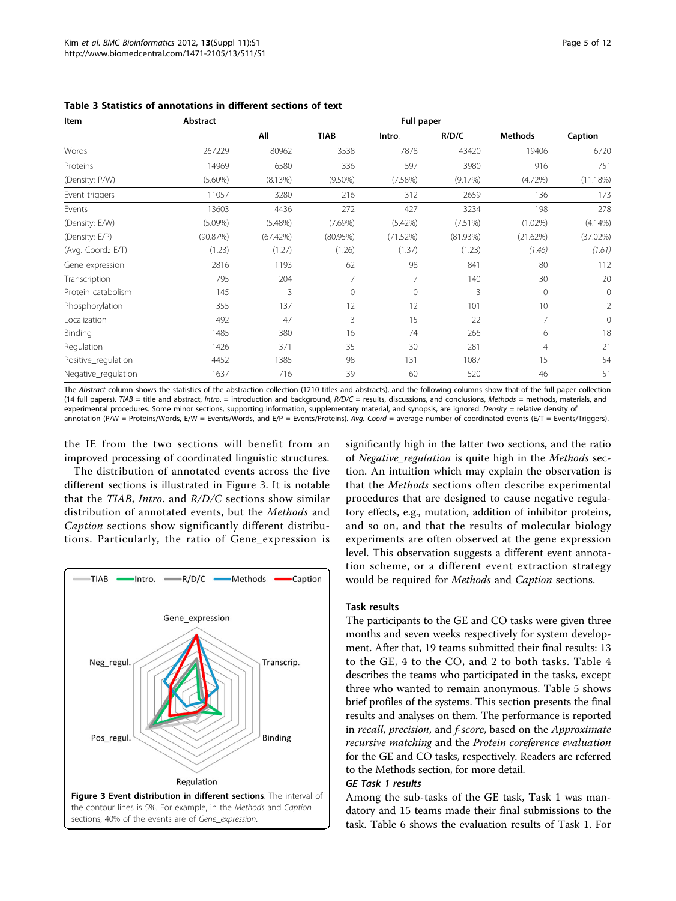**Table 3 Statistics of annotations in different sections of text**

| Item | Abstract | Full paper | | | | | |
|---|---|---|---|---|---|---|---|
| | | All | TIAB | Intro. | R/D/C | Methods | Caption |
| Words | 267229 | 80962 | 3538 | 7878 | 43420 | 19406 | 6720 |
| Proteins | 14969 | 6580 | 336 | 597 | 3980 | 916 | 751 |
| (Density: P/W) | (5.60%) | (8.13%) | (9.50%) | (7.58%) | (9.17%) | (4.72%) | (11.18%) |
| Event triggers | 11057 | 3280 | 216 | 312 | 2659 | 136 | 173 |
| Events | 13603 | 4436 | 272 | 427 | 3234 | 198 | 278 |
| (Density: E/W) | (5.09%) | (5.48%) | (7.69%) | (5.42%) | (7.51%) | (1.02%) | (4.14%) |
| (Density: E/P) | (90.87%) | (67.42%) | (80.95%) | (71.52%) | (81.93%) | (21.62%) | (37.02%) |
| (Avg. Coord.: E/T) | (1.23) | (1.27) | (1.26) | (1.37) | (1.23) | *(1.46)* | *(1.61)* |
| Gene expression | 2816 | 1193 | 62 | 98 | 841 | 80 | 112 |
| Transcription | 795 | 204 | 7 | 7 | 140 | 30 | 20 |
| Protein catabolism | 145 | 3 | 0 | 0 | 3 | 0 | 0 |
| Phosphorylation | 355 | 137 | 12 | 12 | 101 | 10 | 2 |
| Localization | 492 | 47 | 3 | 15 | 22 | 7 | 0 |
| Binding | 1485 | 380 | 16 | 74 | 266 | 6 | 18 |
| Regulation | 1426 | 371 | 35 | 30 | 281 | 4 | 21 |
| Positive_regulation | 4452 | 1385 | 98 | 131 | 1087 | 15 | 54 |
| Negative_regulation | 1637 | 716 | 39 | 60 | 520 | 46 | 51 |

The *Abstract* column shows the statistics of the abstraction collection (1210 titles and abstracts), and the following columns show that of the full paper collection (14 full papers). *TIAB* = title and abstract, *Intro.* = introduction and background, *R/D/C* = results, discussions, and conclusions, *Methods* = methods, materials, and experimental procedures. Some minor sections, supporting information, supplementary material, and synopsis, are ignored. *Density* = relative density of annotation (P/W = Proteins/Words, E/W = Events/Words, and E/P = Events/Proteins). *Avg. Coord* = average number of coordinated events (E/T = Events/Triggers).

the IE from the two sections will benefit from an improved processing of coordinated linguistic structures.

The distribution of annotated events across the five different sections is illustrated in Figure 3. It is notable that the *TIAB*, *Intro.* and *R/D/C* sections show similar distribution of annotated events, but the *Methods* and *Caption* sections show significantly different distributions. Particularly, the ratio of Gene_expression is significantly high in the latter two sections, and the ratio of *Negative_regulation* is quite high in the *Methods* section. An intuition which may explain the observation is that the *Methods* sections often describe experimental procedures that are designed to cause negative regulatory effects, e.g., mutation, addition of inhibitor proteins, and so on, and that the results of molecular biology experiments are often observed at the gene expression level. This observation suggests a different event annotation scheme, or a different event extraction strategy would be required for *Methods* and *Caption* sections.

**Figure 3 Event distribution in different sections**. The interval of the contour lines is 5%. For example, in the *Methods* and *Caption* sections, 40% of the events are of *Gene_expression*.

### Task results

The participants to the GE and CO tasks were given three months and seven weeks respectively for system development. After that, 19 teams submitted their final results: 13 to the GE, 4 to the CO, and 2 to both tasks. Table 4 describes the teams who participated in the tasks, except three who wanted to remain anonymous. Table 5 shows brief profiles of the systems. This section presents the final results and analyses on them. The performance is reported in *recall*, *precision*, and *f-score*, based on the *Approximate recursive matching* and the *Protein coreference evaluation* for the GE and CO tasks, respectively. Readers are referred to the Methods section, for more detail.

#### *GE Task 1 results*

Among the sub-tasks of the GE task, Task 1 was mandatory and 15 teams made their final submissions to the task. Table 6 shows the evaluation results of Task 1. For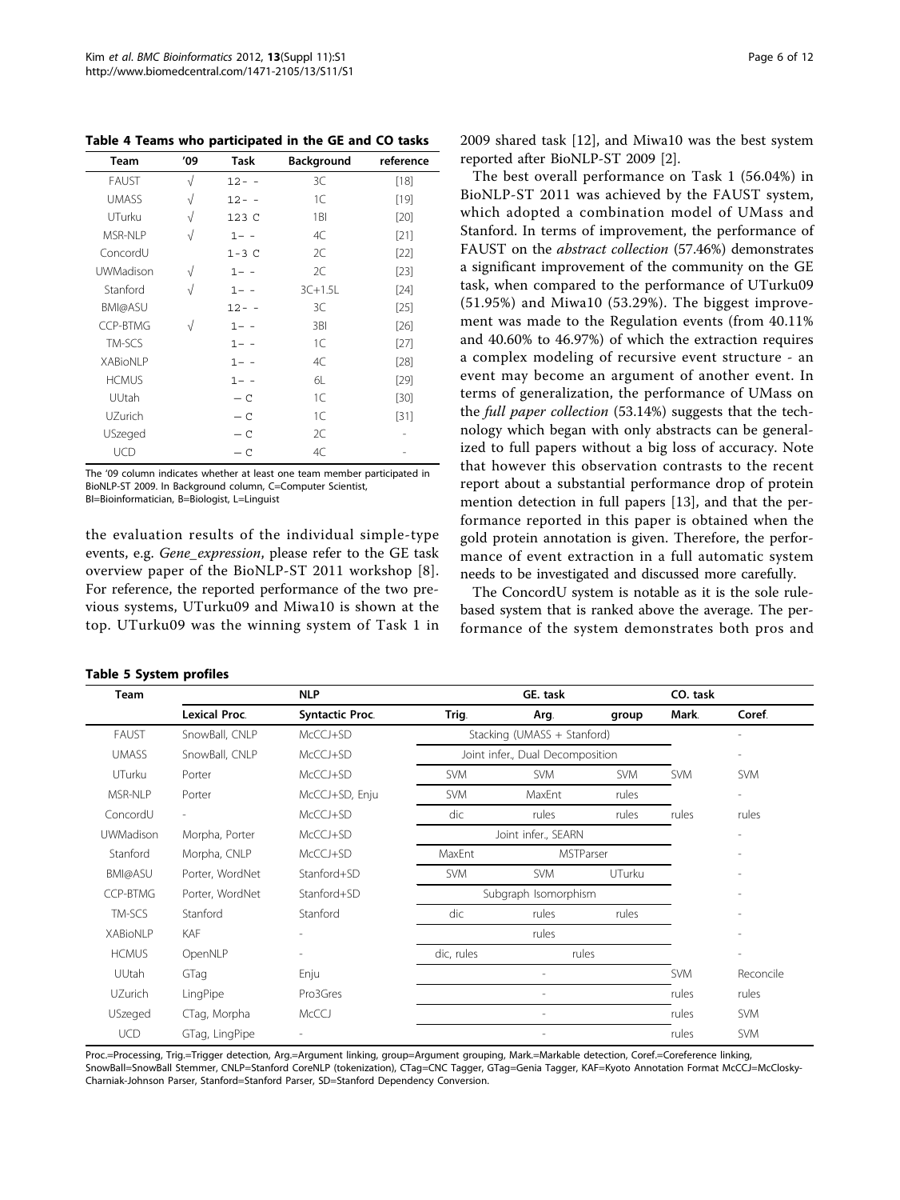**Table 4 Teams who participated in the GE and CO tasks**

| Team | '09 | Task | Background | reference |
| --- | --- | --- | --- | --- |
| FAUST | √ | 12- - | 3C | [18] |
| UMASS | √ | 12- - | 1C | [19] |
| UTurku | √ | 123 C | 1BI | [20] |
| MSR-NLP | √ | 1- - | 4C | [21] |
| ConcordU | | 1-3 C | 2C | [22] |
| UWMadison | √ | 1- - | 2C | [23] |
| Stanford | √ | 1- - | 3C+1.5L | [24] |
| BMI@ASU | | 12- - | 3C | [25] |
| CCP-BTMG | √ | 1- - | 3BI | [26] |
| TM-SCS | | 1- - | 1C | [27] |
| XABioNLP | | 1- - | 4C | [28] |
| HCMUS | | 1- - | 6L | [29] |
| UUtah | | - C | 1C | [30] |
| UZurich | | - C | 1C | [31] |
| USzeged | | - C | 2C | - |
| UCD | | - C | 4C | - |

The '09 column indicates whether at least one team member participated in BioNLP-ST 2009. In Background column, C=Computer Scientist, BI=Bioinformatician, B=Biologist, L=Linguist

the evaluation results of the individual simple-type events, e.g. *Gene_expression*, please refer to the GE task overview paper of the BioNLP-ST 2011 workshop [8]. For reference, the reported performance of the two previous systems, UTurku09 and Miwa10 is shown at the top. UTurku09 was the winning system of Task 1 in 2009 shared task [12], and Miwa10 was the best system reported after BioNLP-ST 2009 [2].

The best overall performance on Task 1 (56.04%) in BioNLP-ST 2011 was achieved by the FAUST system, which adopted a combination model of UMass and Stanford. In terms of improvement, the performance of FAUST on the *abstract collection* (57.46%) demonstrates a significant improvement of the community on the GE task, when compared to the performance of UTurku09 (51.95%) and Miwa10 (53.29%). The biggest improvement was made to the Regulation events (from 40.11% and 40.60% to 46.97%) of which the extraction requires a complex modeling of recursive event structure - an event may become an argument of another event. In terms of generalization, the performance of UMass on the *full paper collection* (53.14%) suggests that the technology which began with only abstracts can be generalized to full papers without a big loss of accuracy. Note that however this observation contrasts to the recent report about a substantial performance drop of protein mention detection in full papers [13], and that the performance reported in this paper is obtained when the gold protein annotation is given. Therefore, the performance of event extraction in a full automatic system needs to be investigated and discussed more carefully.

The ConcordU system is notable as it is the sole rule-based system that is ranked above the average. The performance of the system demonstrates both pros and

**Table 5 System profiles**

| Team | NLP | | GE. task | | | CO. task | |
| --- | --- | --- | --- | --- | --- | --- | --- |
| | Lexical Proc. | Syntactic Proc. | Trig. | Arg. | group | Mark. | Coref. |
| FAUST | SnowBall, CNLP | McCCJ+SD | Stacking (UMASS + Stanford) | | | | - |
| UMASS | SnowBall, CNLP | McCCJ+SD | Joint infer., Dual Decomposition | | | | - |
| UTurku | Porter | McCCJ+SD | SVM | SVM | SVM | SVM | SVM |
| MSR-NLP | Porter | McCCJ+SD, Enju | SVM | MaxEnt | rules | | - |
| ConcordU | - | McCCJ+SD | dic | rules | rules | rules | rules |
| UWMadison | Morpha, Porter | McCCJ+SD | Joint infer., SEARN | | | | - |
| Stanford | Morpha, CNLP | McCCJ+SD | MaxEnt | MSTParser | | | - |
| BMI@ASU | Porter, WordNet | Stanford+SD | SVM | SVM | UTurku | | - |
| CCP-BTMG | Porter, WordNet | Stanford+SD | Subgraph Isomorphism | | | | - |
| TM-SCS | Stanford | Stanford | dic | rules | rules | | - |
| XABioNLP | KAF | - | rules | | | | - |
| HCMUS | OpenNLP | - | dic, rules | rules | | | - |
| UUtah | GTag | Enju | - | | | SVM | Reconcile |
| UZurich | LingPipe | Pro3Gres | - | | | rules | rules |
| USzeged | CTag, Morpha | McCCJ | - | | | rules | SVM |
| UCD | GTag, LingPipe | - | - | | | rules | SVM |

Proc.=Processing, Trig.=Trigger detection, Arg.=Argument linking, group=Argument grouping, Mark.=Markable detection, Coref.=Coreference linking, SnowBall=SnowBall Stemmer, CNLP=Stanford CoreNLP (tokenization), CTag=CNC Tagger, GTag=Genia Tagger, KAF=Kyoto Annotation Format McCCJ=McClosky-Charniak-Johnson Parser, Stanford=Stanford Parser, SD=Stanford Dependency Conversion.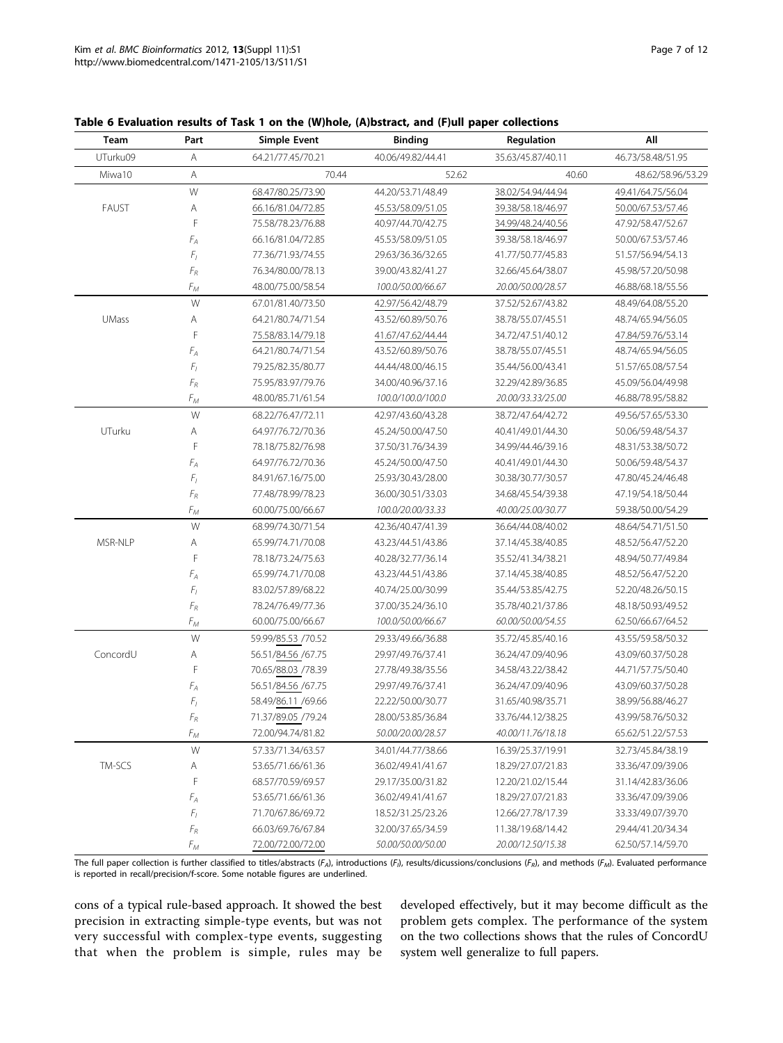**Table 6 Evaluation results of Task 1 on the (W)hole, (A)bstract, and (F)ull paper collections**

| Team | Part | Simple Event | Binding | Regulation | All |
|---|---|---|---|---|---|
| UTurku09 | A | 64.21/77.45/70.21 | 40.06/49.82/44.41 | 35.63/45.87/40.11 | 46.73/58.48/51.95 |
| Miwa10 | A | 70.44 | 52.62 | 40.60 | 48.62/58.96/53.29 |
| FAUST | W | 68.47/80.25/73.90 | 44.20/53.71/48.49 | 38.02/54.94/44.94 | 49.41/64.75/56.04 |
| | A | 66.16/81.04/72.85 | 45.53/58.09/51.05 | 39.38/58.18/46.97 | 50.00/67.53/57.46 |
| | F | 75.58/78.23/76.88 | 40.97/44.70/42.75 | 34.99/48.24/40.56 | 47.92/58.47/52.67 |
| | $F_A$ | 66.16/81.04/72.85 | 45.53/58.09/51.05 | 39.38/58.18/46.97 | 50.00/67.53/57.46 |
| | $F_I$ | 77.36/71.93/74.55 | 29.63/36.36/32.65 | 41.77/50.77/45.83 | 51.57/56.94/54.13 |
| | $F_R$ | 76.34/80.00/78.13 | 39.00/43.82/41.27 | 32.66/45.64/38.07 | 45.98/57.20/50.98 |
| | $F_M$ | 48.00/75.00/58.54 | *100.0/50.00/66.67* | *20.00/50.00/28.57* | 46.88/68.18/55.56 |
| UMass | W | 67.01/81.40/73.50 | 42.97/56.42/48.79 | 37.52/52.67/43.82 | 48.49/64.08/55.20 |
| | A | 64.21/80.74/71.54 | 43.52/60.89/50.76 | 38.78/55.07/45.51 | 48.74/65.94/56.05 |
| | F | 75.58/83.14/79.18 | 41.67/47.62/44.44 | 34.72/47.51/40.12 | 47.84/59.76/53.14 |
| | $F_A$ | 64.21/80.74/71.54 | 43.52/60.89/50.76 | 38.78/55.07/45.51 | 48.74/65.94/56.05 |
| | $F_I$ | 79.25/82.35/80.77 | 44.44/48.00/46.15 | 35.44/56.00/43.41 | 51.57/65.08/57.54 |
| | $F_R$ | 75.95/83.97/79.76 | 34.00/40.96/37.16 | 32.29/42.89/36.85 | 45.09/56.04/49.98 |
| | $F_M$ | 48.00/85.71/61.54 | *100.0/100.0/100.0* | *20.00/33.33/25.00* | 46.88/78.95/58.82 |
| UTurku | W | 68.22/76.47/72.11 | 42.97/43.60/43.28 | 38.72/47.64/42.72 | 49.56/57.65/53.30 |
| | A | 64.97/76.72/70.36 | 45.24/50.00/47.50 | 40.41/49.01/44.30 | 50.06/59.48/54.37 |
| | F | 78.18/75.82/76.98 | 37.50/31.76/34.39 | 34.99/44.46/39.16 | 48.31/53.38/50.72 |
| | $F_A$ | 64.97/76.72/70.36 | 45.24/50.00/47.50 | 40.41/49.01/44.30 | 50.06/59.48/54.37 |
| | $F_I$ | 84.91/67.16/75.00 | 25.93/30.43/28.00 | 30.38/30.77/30.57 | 47.80/45.24/46.48 |
| | $F_R$ | 77.48/78.99/78.23 | 36.00/30.51/33.03 | 34.68/45.54/39.38 | 47.19/54.18/50.44 |
| | $F_M$ | 60.00/75.00/66.67 | *100.0/20.00/33.33* | *40.00/25.00/30.77* | 59.38/50.00/54.29 |
| MSR-NLP | W | 68.99/74.30/71.54 | 42.36/40.47/41.39 | 36.64/44.08/40.02 | 48.64/54.71/51.50 |
| | A | 65.99/74.71/70.08 | 43.23/44.51/43.86 | 37.14/45.38/40.85 | 48.52/56.47/52.20 |
| | F | 78.18/73.24/75.63 | 40.28/32.77/36.14 | 35.52/41.34/38.21 | 48.94/50.77/49.84 |
| | $F_A$ | 65.99/74.71/70.08 | 43.23/44.51/43.86 | 37.14/45.38/40.85 | 48.52/56.47/52.20 |
| | $F_I$ | 83.02/57.89/68.22 | 40.74/25.00/30.99 | 35.44/53.85/42.75 | 52.20/48.26/50.15 |
| | $F_R$ | 78.24/76.49/77.36 | 37.00/35.24/36.10 | 35.78/40.21/37.86 | 48.18/50.93/49.52 |
| | $F_M$ | 60.00/75.00/66.67 | *100.0/50.00/66.67* | *60.00/50.00/54.55* | 62.50/66.67/64.52 |
| ConcordU | W | 59.99/85.53/70.52 | 29.33/49.66/36.88 | 35.72/45.85/40.16 | 43.55/59.58/50.32 |
| | A | 56.51/84.56/67.75 | 29.97/49.76/37.41 | 36.24/47.09/40.96 | 43.09/60.37/50.28 |
| | F | 70.65/88.03/78.39 | 27.78/49.38/35.56 | 34.58/43.22/38.42 | 44.71/57.75/50.40 |
| | $F_A$ | 56.51/84.56/67.75 | 29.97/49.76/37.41 | 36.24/47.09/40.96 | 43.09/60.37/50.28 |
| | $F_I$ | 58.49/86.11/69.66 | 22.22/50.00/30.77 | 31.65/40.98/35.71 | 38.99/56.88/46.27 |
| | $F_R$ | 71.37/89.05/79.24 | 28.00/53.85/36.84 | 33.76/44.12/38.25 | 43.99/58.76/50.32 |
| | $F_M$ | 72.00/94.74/81.82 | *50.00/20.00/28.57* | *40.00/11.76/18.18* | 65.62/51.22/57.53 |
| TM-SCS | W | 57.33/71.34/63.57 | 34.01/44.77/38.66 | 16.39/25.37/19.91 | 32.73/45.84/38.19 |
| | A | 53.65/71.66/61.36 | 36.02/49.41/41.67 | 18.29/27.07/21.83 | 33.36/47.09/39.06 |
| | F | 68.57/70.59/69.57 | 29.17/35.00/31.82 | 12.20/21.02/15.44 | 31.14/42.83/36.06 |
| | $F_A$ | 53.65/71.66/61.36 | 36.02/49.41/41.67 | 18.29/27.07/21.83 | 33.36/47.09/39.06 |
| | $F_I$ | 71.70/67.86/69.72 | 18.52/31.25/23.26 | 12.66/27.78/17.39 | 33.33/49.07/39.70 |
| | $F_R$ | 66.03/69.76/67.84 | 32.00/37.65/34.59 | 11.38/19.68/14.42 | 29.44/41.20/34.34 |
| | $F_M$ | 72.00/72.00/72.00 | *50.00/50.00/50.00* | *20.00/12.50/15.38* | 62.50/57.14/59.70 |

The full paper collection is further classified to titles/abstracts ($F_A$), introductions ($F_I$), results/dicussions/conclusions ($F_R$), and methods ($F_M$). Evaluated performance is reported in recall/precision/f-score. Some notable figures are underlined.

cons of a typical rule-based approach. It showed the best precision in extracting simple-type events, but was not very successful with complex-type events, suggesting that when the problem is simple, rules may be developed effectively, but it may become difficult as the problem gets complex. The performance of the system on the two collections shows that the rules of ConcordU system well generalize to full papers.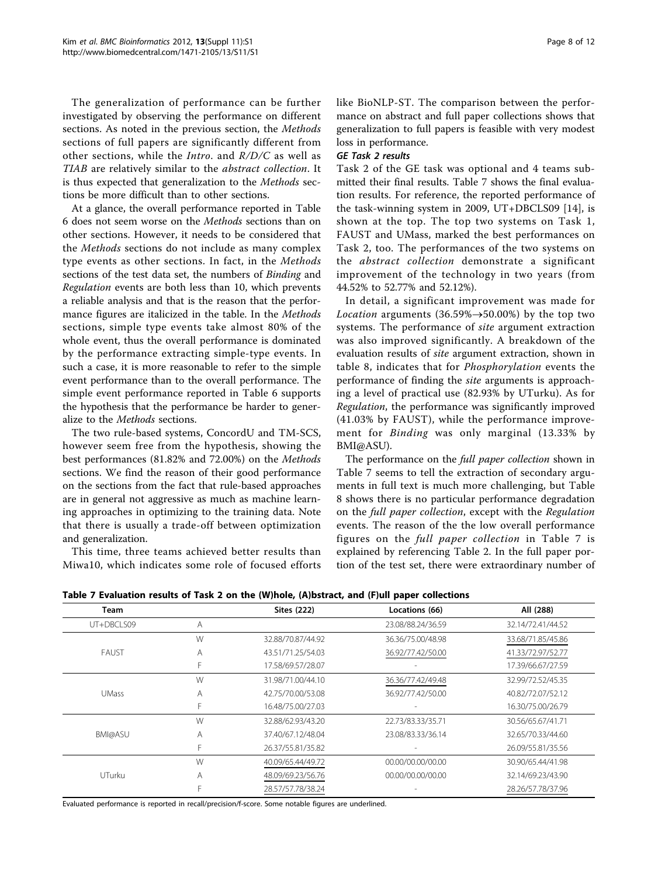The generalization of performance can be further investigated by observing the performance on different sections. As noted in the previous section, the *Methods* sections of full papers are significantly different from other sections, while the *Intro*. and *R/D/C* as well as *TIAB* are relatively similar to the *abstract collection*. It is thus expected that generalization to the *Methods* sections be more difficult than to other sections.

At a glance, the overall performance reported in Table 6 does not seem worse on the *Methods* sections than on other sections. However, it needs to be considered that the *Methods* sections do not include as many complex type events as other sections. In fact, in the *Methods* sections of the test data set, the numbers of *Binding* and *Regulation* events are both less than 10, which prevents a reliable analysis and that is the reason that the performance figures are italicized in the table. In the *Methods* sections, simple type events take almost 80% of the whole event, thus the overall performance is dominated by the performance extracting simple-type events. In such a case, it is more reasonable to refer to the simple event performance than to the overall performance. The simple event performance reported in Table 6 supports the hypothesis that the performance be harder to generalize to the *Methods* sections.

The two rule-based systems, ConcordU and TM-SCS, however seem free from the hypothesis, showing the best performances (81.82% and 72.00%) on the *Methods* sections. We find the reason of their good performance on the sections from the fact that rule-based approaches are in general not aggressive as much as machine learning approaches in optimizing to the training data. Note that there is usually a trade-off between optimization and generalization.

This time, three teams achieved better results than Miwa10, which indicates some role of focused efforts like BioNLP-ST. The comparison between the performance on abstract and full paper collections shows that generalization to full papers is feasible with very modest loss in performance.

#### GE Task 2 results

Task 2 of the GE task was optional and 4 teams submitted their final results. Table 7 shows the final evaluation results. For reference, the reported performance of the task-winning system in 2009, UT+DBCLS09 [14], is shown at the top. The top two systems on Task 1, FAUST and UMass, marked the best performances on Task 2, too. The performances of the two systems on the *abstract collection* demonstrate a significant improvement of the technology in two years (from 44.52% to 52.77% and 52.12%).

In detail, a significant improvement was made for *Location* arguments (36.59%→50.00%) by the top two systems. The performance of *site* argument extraction was also improved significantly. A breakdown of the evaluation results of *site* argument extraction, shown in table 8, indicates that for *Phosphorylation* events the performance of finding the *site* arguments is approaching a level of practical use (82.93% by UTurku). As for *Regulation*, the performance was significantly improved (41.03% by FAUST), while the performance improvement for *Binding* was only marginal (13.33% by BMI@ASU).

The performance on the *full paper collection* shown in Table 7 seems to tell the extraction of secondary arguments in full text is much more challenging, but Table 8 shows there is no particular performance degradation on the *full paper collection*, except with the *Regulation* events. The reason of the the low overall performance figures on the *full paper collection* in Table 7 is explained by referencing Table 2. In the full paper portion of the test set, there were extraordinary number of

**Table 7 Evaluation results of Task 2 on the (W)hole, (A)bstract, and (F)ull paper collections**

| Team | | Sites (222) | Locations (66) | All (288) |
|---|---|---|---|---|
| UT+DBCLS09 | A | | 23.08/88.24/36.59 | 32.14/72.41/44.52 |
| FAUST | W | 32.88/70.87/44.92 | 36.36/75.00/48.98 | 33.68/71.85/45.86 |
| | A | 43.51/71.25/54.03 | 36.92/77.42/50.00 | 41.33/72.97/52.77 |
| | F | 17.58/69.57/28.07 | - | 17.39/66.67/27.59 |
| UMass | W | 31.98/71.00/44.10 | 36.36/77.42/49.48 | 32.99/72.52/45.35 |
| | A | 42.75/70.00/53.08 | 36.92/77.42/50.00 | 40.82/72.07/52.12 |
| | F | 16.48/75.00/27.03 | - | 16.30/75.00/26.79 |
| BMI@ASU | W | 32.88/62.93/43.20 | 22.73/83.33/35.71 | 30.56/65.67/41.71 |
| | A | 37.40/67.12/48.04 | 23.08/83.33/36.14 | 32.65/70.33/44.60 |
| | F | 26.37/55.81/35.82 | - | 26.09/55.81/35.56 |
| UTurku | W | 40.09/65.44/49.72 | 00.00/00.00/00.00 | 30.90/65.44/41.98 |
| | A | 48.09/69.23/56.76 | 00.00/00.00/00.00 | 32.14/69.23/43.90 |
| | F | 28.57/57.78/38.24 | - | 28.26/57.78/37.96 |

Evaluated performance is reported in recall/precision/f-score. Some notable figures are underlined.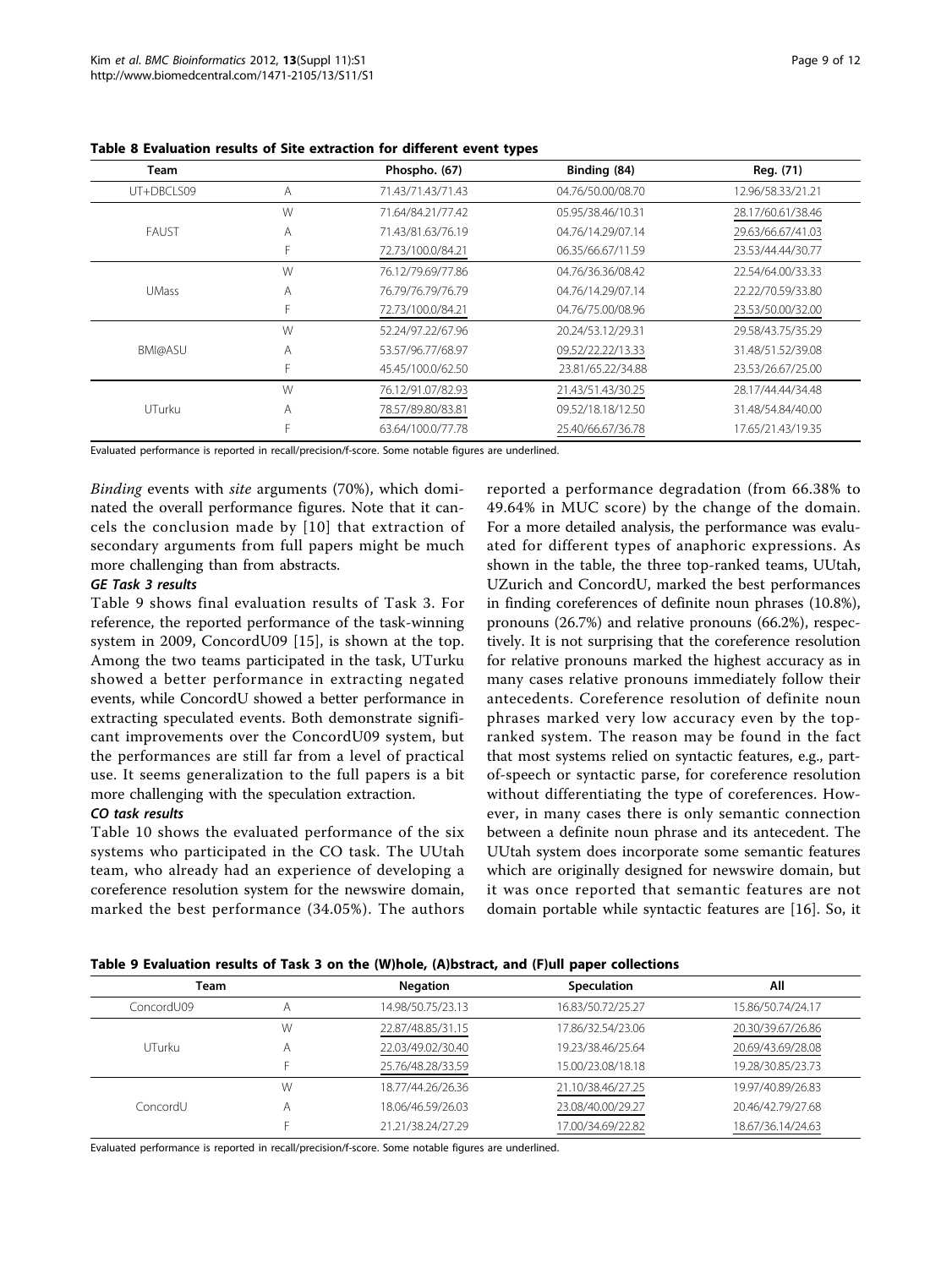**Table 8 Evaluation results of Site extraction for different event types**

| Team | | Phospho. (67) | Binding (84) | Reg. (71) |
|---|---|---|---|---|
| UT+DBCLS09 | A | 71.43/71.43/71.43 | 04.76/50.00/08.70 | 12.96/58.33/21.21 |
| FAUST | W | 71.64/84.21/77.42 | 05.95/38.46/10.31 | 28.17/60.61/38.46 |
| | A | 71.43/81.63/76.19 | 04.76/14.29/07.14 | 29.63/66.67/41.03 |
| | F | 72.73/100.0/84.21 | 06.35/66.67/11.59 | 23.53/44.44/30.77 |
| UMass | W | 76.12/79.69/77.86 | 04.76/36.36/08.42 | 22.54/64.00/33.33 |
| | A | 76.79/76.79/76.79 | 04.76/14.29/07.14 | 22.22/70.59/33.80 |
| | F | 72.73/100.0/84.21 | 04.76/75.00/08.96 | 23.53/50.00/32.00 |
| BMI@ASU | W | 52.24/97.22/67.96 | 20.24/53.12/29.31 | 29.58/43.75/35.29 |
| | A | 53.57/96.77/68.97 | 09.52/22.22/13.33 | 31.48/51.52/39.08 |
| | F | 45.45/100.0/62.50 | 23.81/65.22/34.88 | 23.53/26.67/25.00 |
| UTurku | W | 76.12/91.07/82.93 | 21.43/51.43/30.25 | 28.17/44.44/34.48 |
| | A | 78.57/89.80/83.81 | 09.52/18.18/12.50 | 31.48/54.84/40.00 |
| | F | 63.64/100.0/77.78 | 25.40/66.67/36.78 | 17.65/21.43/19.35 |

Evaluated performance is reported in recall/precision/f-score. Some notable figures are underlined.

*Binding* events with *site* arguments (70%), which dominated the overall performance figures. Note that it cancels the conclusion made by [10] that extraction of secondary arguments from full papers might be much more challenging than from abstracts.

#### GE Task 3 results

Table 9 shows final evaluation results of Task 3. For reference, the reported performance of the task-winning system in 2009, ConcordU09 [15], is shown at the top. Among the two teams participated in the task, UTurku showed a better performance in extracting negated events, while ConcordU showed a better performance in extracting speculated events. Both demonstrate significant improvements over the ConcordU09 system, but the performances are still far from a level of practical use. It seems generalization to the full papers is a bit more challenging with the speculation extraction.

#### CO task results

Table 10 shows the evaluated performance of the six systems who participated in the CO task. The UUtah team, who already had an experience of developing a coreference resolution system for the newswire domain, marked the best performance (34.05%). The authors reported a performance degradation (from 66.38% to 49.64% in MUC score) by the change of the domain. For a more detailed analysis, the performance was evaluated for different types of anaphoric expressions. As shown in the table, the three top-ranked teams, UUtah, UZurich and ConcordU, marked the best performances in finding coreferences of definite noun phrases (10.8%), pronouns (26.7%) and relative pronouns (66.2%), respectively. It is not surprising that the coreference resolution for relative pronouns marked the highest accuracy as in many cases relative pronouns immediately follow their antecedents. Coreference resolution of definite noun phrases marked very low accuracy even by the top-ranked system. The reason may be found in the fact that most systems relied on syntactic features, e.g., part-of-speech or syntactic parse, for coreference resolution without differentiating the type of coreferences. However, in many cases there is only semantic connection between a definite noun phrase and its antecedent. The UUtah system does incorporate some semantic features which are originally designed for newswire domain, but it was once reported that semantic features are not domain portable while syntactic features are [16]. So, it

**Table 9 Evaluation results of Task 3 on the (W)hole, (A)bstract, and (F)ull paper collections**

| Team | | Negation | Speculation | All |
|---|---|---|---|---|
| ConcordU09 | A | 14.98/50.75/23.13 | 16.83/50.72/25.27 | 15.86/50.74/24.17 |
| UTurku | W | 22.87/48.85/31.15 | 17.86/32.54/23.06 | 20.30/39.67/26.86 |
| | A | 22.03/49.02/30.40 | 19.23/38.46/25.64 | 20.69/43.69/28.08 |
| | F | 25.76/48.28/33.59 | 15.00/23.08/18.18 | 19.28/30.85/23.73 |
| ConcordU | W | 18.77/44.26/26.36 | 21.10/38.46/27.25 | 19.97/40.89/26.83 |
| | A | 18.06/46.59/26.03 | 23.08/40.00/29.27 | 20.46/42.79/27.68 |
| | F | 21.21/38.24/27.29 | 17.00/34.69/22.82 | 18.67/36.14/24.63 |

Evaluated performance is reported in recall/precision/f-score. Some notable figures are underlined.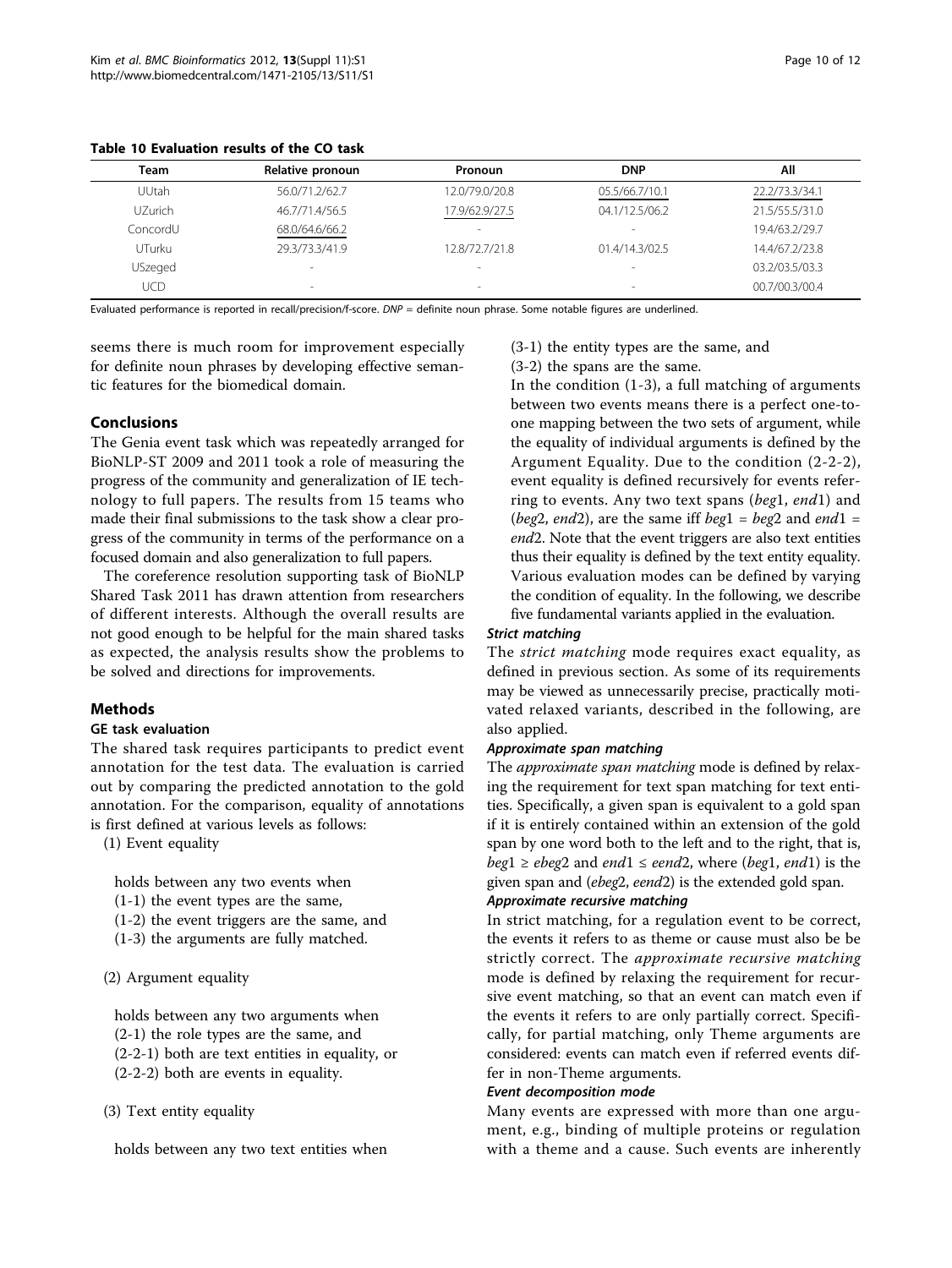**Table 10 Evaluation results of the CO task**

| Team | Relative pronoun | Pronoun | DNP | All |
|---|---|---|---|---|
| UUtah | 56.0/71.2/62.7 | 12.0/79.0/20.8 | 05.5/66.7/10.1 | 22.2/73.3/34.1 |
| UZurich | 46.7/71.4/56.5 | 17.9/62.9/27.5 | 04.1/12.5/06.2 | 21.5/55.5/31.0 |
| ConcordU | 68.0/64.6/66.2 | - | - | 19.4/63.2/29.7 |
| UTurku | 29.3/73.3/41.9 | 12.8/72.7/21.8 | 01.4/14.3/02.5 | 14.4/67.2/23.8 |
| USzeged | - | - | - | 03.2/03.5/03.3 |
| UCD | - | - | - | 00.7/00.3/00.4 |

Evaluated performance is reported in recall/precision/f-score. *DNP* = definite noun phrase. Some notable figures are underlined.

seems there is much room for improvement especially for definite noun phrases by developing effective semantic features for the biomedical domain.

## Conclusions

The Genia event task which was repeatedly arranged for BioNLP-ST 2009 and 2011 took a role of measuring the progress of the community and generalization of IE technology to full papers. The results from 15 teams who made their final submissions to the task show a clear progress of the community in terms of the performance on a focused domain and also generalization to full papers.

The coreference resolution supporting task of BioNLP Shared Task 2011 has drawn attention from researchers of different interests. Although the overall results are not good enough to be helpful for the main shared tasks as expected, the analysis results show the problems to be solved and directions for improvements.

## Methods

### GE task evaluation

The shared task requires participants to predict event annotation for the test data. The evaluation is carried out by comparing the predicted annotation to the gold annotation. For the comparison, equality of annotations is first defined at various levels as follows:

(1) Event equality

holds between any two events when
(1-1) the event types are the same,
(1-2) the event triggers are the same, and
(1-3) the arguments are fully matched.

(2) Argument equality

holds between any two arguments when
(2-1) the role types are the same, and
(2-2-1) both are text entities in equality, or
(2-2-2) both are events in equality.

(3) Text entity equality

holds between any two text entities when
(3-1) the entity types are the same, and
(3-2) the spans are the same.

In the condition (1-3), a full matching of arguments between two events means there is a perfect one-to-one mapping between the two sets of argument, while the equality of individual arguments is defined by the Argument Equality. Due to the condition (2-2-2), event equality is defined recursively for events referring to events. Any two text spans (*beg*1, *end*1) and (*beg*2, *end*2), are the same iff *beg*1 = *beg*2 and *end*1 = *end*2. Note that the event triggers are also text entities thus their equality is defined by the text entity equality. Various evaluation modes can be defined by varying the condition of equality. In the following, we describe five fundamental variants applied in the evaluation.

#### Strict matching

The *strict matching* mode requires exact equality, as defined in previous section. As some of its requirements may be viewed as unnecessarily precise, practically motivated relaxed variants, described in the following, are also applied.

#### Approximate span matching

The *approximate span matching* mode is defined by relaxing the requirement for text span matching for text entities. Specifically, a given span is equivalent to a gold span if it is entirely contained within an extension of the gold span by one word both to the left and to the right, that is, $beg1 \geq ebeg2$ and $end1 \leq eend2$, where (*beg*1, *end*1) is the given span and (*ebeg*2, *eend*2) is the extended gold span.

#### Approximate recursive matching

In strict matching, for a regulation event to be correct, the events it refers to as theme or cause must also be strictly correct. The *approximate recursive matching* mode is defined by relaxing the requirement for recursive event matching, so that an event can match even if the events it refers to are only partially correct. Specifically, for partial matching, only Theme arguments are considered: events can match even if referred events differ in non-Theme arguments.

#### Event decomposition mode

Many events are expressed with more than one argument, e.g., binding of multiple proteins or regulation with a theme and a cause. Such events are inherently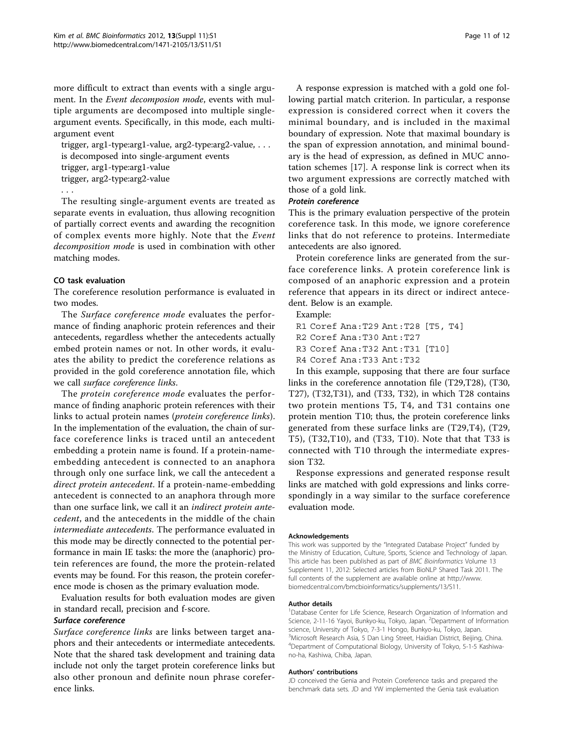more difficult to extract than events with a single argument. In the *Event decomposion mode*, events with multiple arguments are decomposed into multiple single-argument events. Specifically, in this mode, each multi-argument event

trigger, arg1-type:arg1-value, arg2-type:arg2-value, . . .
is decomposed into single-argument events
trigger, arg1-type:arg1-value
trigger, arg2-type:arg2-value
. . .

The resulting single-argument events are treated as separate events in evaluation, thus allowing recognition of partially correct events and awarding the recognition of complex events more highly. Note that the *Event decomposition mode* is used in combination with other matching modes.

### CO task evaluation

The coreference resolution performance is evaluated in two modes.

The *Surface coreference mode* evaluates the performance of finding anaphoric protein references and their antecedents, regardless whether the antecedents actually embed protein names or not. In other words, it evaluates the ability to predict the coreference relations as provided in the gold coreference annotation file, which we call *surface coreference links*.

The *protein coreference mode* evaluates the performance of finding anaphoric protein references with their links to actual protein names (*protein coreference links*). In the implementation of the evaluation, the chain of surface coreference links is traced until an antecedent embedding a protein name is found. If a protein-name-embedding antecedent is connected to an anaphora through only one surface link, we call the antecedent a *direct protein antecedent*. If a protein-name-embedding antecedent is connected to an anaphora through more than one surface link, we call it an *indirect protein antecedent*, and the antecedents in the middle of the chain *intermediate antecedents*. The performance evaluated in this mode may be directly connected to the potential performance in main IE tasks: the more the (anaphoric) protein references are found, the more the protein-related events may be found. For this reason, the protein coreference mode is chosen as the primary evaluation mode.

Evaluation results for both evaluation modes are given in standard recall, precision and f-score.

#### *Surface coreference*

*Surface coreference links* are links between target anaphors and their antecedents or intermediate antecedents. Note that the shared task development and training data include not only the target protein coreference links but also other pronoun and definite noun phrase coreference links.

A response expression is matched with a gold one following partial match criterion. In particular, a response expression is considered correct when it covers the minimal boundary, and is included in the maximal boundary of expression. Note that maximal boundary is the span of expression annotation, and minimal boundary is the head of expression, as defined in MUC annotation schemes [17]. A response link is correct when its two argument expressions are correctly matched with those of a gold link.

#### *Protein coreference*

This is the primary evaluation perspective of the protein coreference task. In this mode, we ignore coreference links that do not reference to proteins. Intermediate antecedents are also ignored.

Protein coreference links are generated from the surface coreference links. A protein coreference link is composed of an anaphoric expression and a protein reference that appears in its direct or indirect antecedent. Below is an example.

Example:

```
R1 Coref Ana:T29 Ant:T28 [T5, T4]
R2 Coref Ana:T30 Ant:T27
R3 Coref Ana:T32 Ant:T31 [T10]
R4 Coref Ana:T33 Ant:T32
```

In this example, supposing that there are four surface links in the coreference annotation file (T29,T28), (T30, T27), (T32,T31), and (T33, T32), in which T28 contains two protein mentions T5, T4, and T31 contains one protein mention T10; thus, the protein coreference links generated from these surface links are (T29,T4), (T29, T5), (T32,T10), and (T33, T10). Note that that T33 is connected with T10 through the intermediate expression T32.

Response expressions and generated response result links are matched with gold expressions and links correspondingly in a way similar to the surface coreference evaluation mode.

#### Acknowledgements

This work was supported by the "Integrated Database Project" funded by the Ministry of Education, Culture, Sports, Science and Technology of Japan. This article has been published as part of *BMC Bioinformatics* Volume 13 Supplement 11, 2012: Selected articles from BioNLP Shared Task 2011. The full contents of the supplement are available online at http://www.biomedcentral.com/bmcbioinformatics/supplements/13/S11.

#### Author details

[1]Database Center for Life Science, Research Organization of Information and Science, 2-11-16 Yayoi, Bunkyo-ku, Tokyo, Japan. [2]Department of Information science, University of Tokyo, 7-3-1 Hongo, Bunkyo-ku, Tokyo, Japan. [3]Microsoft Research Asia, 5 Dan Ling Street, Haidian District, Beijing, China. [4]Department of Computational Biology, University of Tokyo, 5-1-5 Kashiwano-ha, Kashiwa, Chiba, Japan.

#### Authors' contributions

JD conceived the Genia and Protein Coreference tasks and prepared the benchmark data sets. JD and YW implemented the Genia task evaluation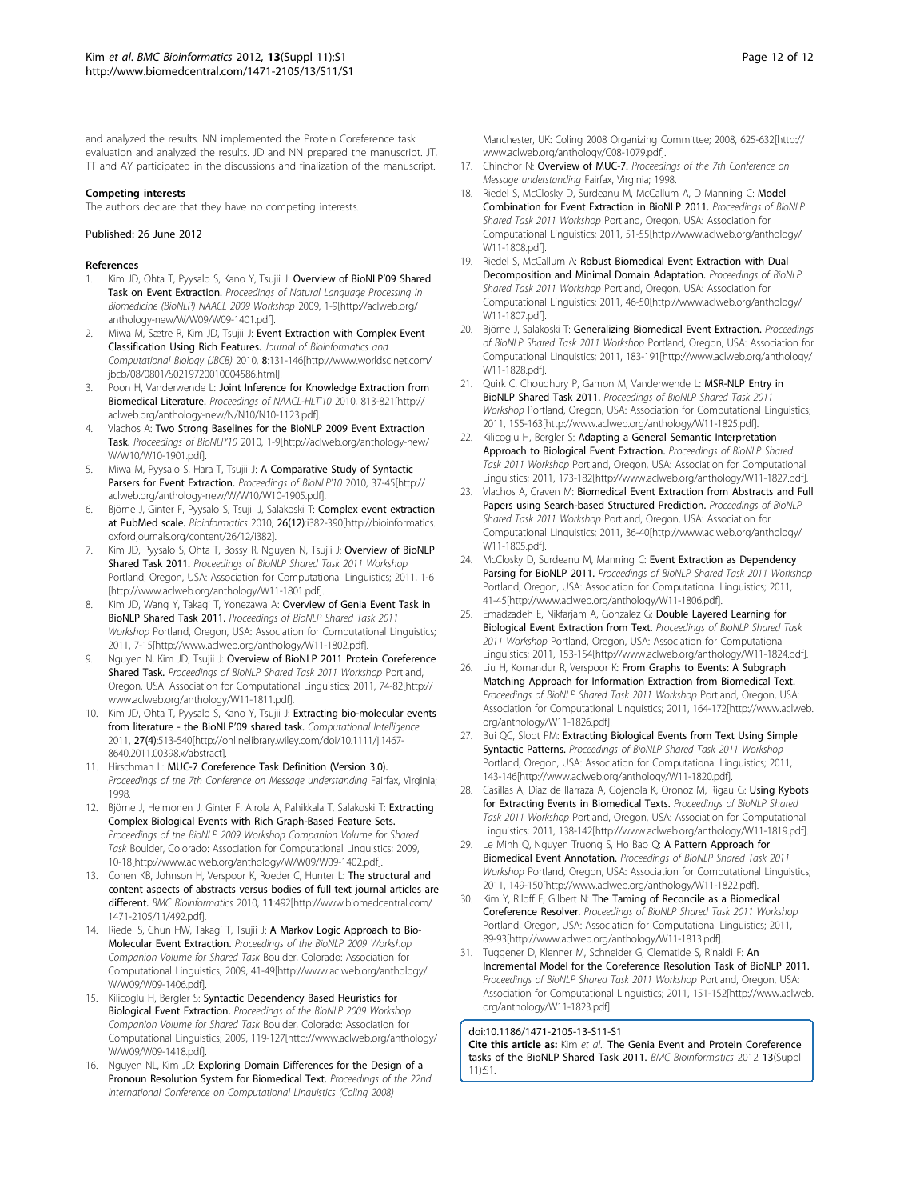and analyzed the results. NN implemented the Protein Coreference task evaluation and analyzed the results. JD and NN prepared the manuscript. JT, TT and AY participated in the discussions and finalization of the manuscript.

#### Competing interests

The authors declare that they have no competing interests.

Published: 26 June 2012

#### References

1. Kim JD, Ohta T, Pyysalo S, Kano Y, Tsujii J: **Overview of BioNLP'09 Shared Task on Event Extraction.** *Proceedings of Natural Language Processing in Biomedicine (BioNLP) NAACL 2009 Workshop* 2009, 1-9[http://aclweb.org/anthology-new/W/W09/W09-1401.pdf].
2. Miwa M, Sætre R, Kim JD, Tsujii J: **Event Extraction with Complex Event Classification Using Rich Features.** *Journal of Bioinformatics and Computational Biology (JBCB)* 2010, **8**:131-146[http://www.worldscinet.com/jbcb/08/0801/S0219720010004586.html].
3. Poon H, Vanderwende L: **Joint Inference for Knowledge Extraction from Biomedical Literature.** *Proceedings of NAACL-HLT'10* 2010, 813-821[http://aclweb.org/anthology-new/N/N10/N10-1123.pdf].
4. Vlachos A: **Two Strong Baselines for the BioNLP 2009 Event Extraction Task.** *Proceedings of BioNLP'10* 2010, 1-9[http://aclweb.org/anthology-new/W/W10/W10-1901.pdf].
5. Miwa M, Pyysalo S, Hara T, Tsujii J: **A Comparative Study of Syntactic Parsers for Event Extraction.** *Proceedings of BioNLP'10* 2010, 37-45[http://aclweb.org/anthology-new/W/W10/W10-1905.pdf].
6. Björne J, Ginter F, Pyysalo S, Tsujii J, Salakoski T: **Complex event extraction at PubMed scale.** *Bioinformatics* 2010, **26(12)**:i382-390[http://bioinformatics.oxfordjournals.org/content/26/12/i382].
7. Kim JD, Pyysalo S, Ohta T, Bossy R, Nguyen N, Tsujii J: **Overview of BioNLP Shared Task 2011.** *Proceedings of BioNLP Shared Task 2011 Workshop* Portland, Oregon, USA: Association for Computational Linguistics; 2011, 1-6 [http://www.aclweb.org/anthology/W11-1801.pdf].
8. Kim JD, Wang Y, Takagi T, Yonezawa A: **Overview of Genia Event Task in BioNLP Shared Task 2011.** *Proceedings of BioNLP Shared Task 2011 Workshop* Portland, Oregon, USA: Association for Computational Linguistics; 2011, 7-15[http://www.aclweb.org/anthology/W11-1802.pdf].
9. Nguyen N, Kim JD, Tsujii J: **Overview of BioNLP 2011 Protein Coreference Shared Task.** *Proceedings of BioNLP Shared Task 2011 Workshop* Portland, Oregon, USA: Association for Computational Linguistics; 2011, 74-82[http://www.aclweb.org/anthology/W11-1811.pdf].
10. Kim JD, Ohta T, Pyysalo S, Kano Y, Tsujii J: **Extracting bio-molecular events from literature - the BioNLP'09 shared task.** *Computational Intelligence* 2011, **27(4)**:513-540[http://onlinelibrary.wiley.com/doi/10.1111/j.1467-8640.2011.00398.x/abstract].
11. Hirschman L: **MUC-7 Coreference Task Definition (Version 3.0).** *Proceedings of the 7th Conference on Message understanding* Fairfax, Virginia; 1998.
12. Björne J, Heimonen J, Ginter F, Airola A, Pahikkala T, Salakoski T: **Extracting Complex Biological Events with Rich Graph-Based Feature Sets.** *Proceedings of the BioNLP 2009 Workshop Companion Volume for Shared Task* Boulder, Colorado: Association for Computational Linguistics; 2009, 10-18[http://www.aclweb.org/anthology/W/W09/W09-1402.pdf].
13. Cohen KB, Johnson H, Verspoor K, Roeder C, Hunter L: **The structural and content aspects of abstracts versus bodies of full text journal articles are different.** *BMC Bioinformatics* 2010, **11**:492[http://www.biomedcentral.com/1471-2105/11/492.pdf].
14. Riedel S, Chun HW, Takagi T, Tsujii J: **A Markov Logic Approach to Bio-Molecular Event Extraction.** *Proceedings of the BioNLP 2009 Workshop Companion Volume for Shared Task* Boulder, Colorado: Association for Computational Linguistics; 2009, 41-49[http://www.aclweb.org/anthology/W/W09/W09-1406.pdf].
15. Kilicoglu H, Bergler S: **Syntactic Dependency Based Heuristics for Biological Event Extraction.** *Proceedings of the BioNLP 2009 Workshop Companion Volume for Shared Task* Boulder, Colorado: Association for Computational Linguistics; 2009, 119-127[http://www.aclweb.org/anthology/W/W09/W09-1418.pdf].
16. Nguyen NL, Kim JD: **Exploring Domain Differences for the Design of a Pronoun Resolution System for Biomedical Text.** *Proceedings of the 22nd International Conference on Computational Linguistics (Coling 2008)* Manchester, UK: Coling 2008 Organizing Committee; 2008, 625-632[http://www.aclweb.org/anthology/C08-1079.pdf].
17. Chinchor N: **Overview of MUC-7.** *Proceedings of the 7th Conference on Message understanding* Fairfax, Virginia; 1998.
18. Riedel S, McClosky D, Surdeanu M, McCallum A, D Manning C: **Model Combination for Event Extraction in BioNLP 2011.** *Proceedings of BioNLP Shared Task 2011 Workshop* Portland, Oregon, USA: Association for Computational Linguistics; 2011, 51-55[http://www.aclweb.org/anthology/W11-1808.pdf].
19. Riedel S, McCallum A: **Robust Biomedical Event Extraction with Dual Decomposition and Minimal Domain Adaptation.** *Proceedings of BioNLP Shared Task 2011 Workshop* Portland, Oregon, USA: Association for Computational Linguistics; 2011, 46-50[http://www.aclweb.org/anthology/W11-1807.pdf].
20. Björne J, Salakoski T: **Generalizing Biomedical Event Extraction.** *Proceedings of BioNLP Shared Task 2011 Workshop* Portland, Oregon, USA: Association for Computational Linguistics; 2011, 183-191[http://www.aclweb.org/anthology/W11-1828.pdf].
21. Quirk C, Choudhury P, Gamon M, Vanderwende L: **MSR-NLP Entry in BioNLP Shared Task 2011.** *Proceedings of BioNLP Shared Task 2011 Workshop* Portland, Oregon, USA: Association for Computational Linguistics; 2011, 155-163[http://www.aclweb.org/anthology/W11-1825.pdf].
22. Kilicoglu H, Bergler S: **Adapting a General Semantic Interpretation Approach to Biological Event Extraction.** *Proceedings of BioNLP Shared Task 2011 Workshop* Portland, Oregon, USA: Association for Computational Linguistics; 2011, 173-182[http://www.aclweb.org/anthology/W11-1827.pdf].
23. Vlachos A, Craven M: **Biomedical Event Extraction from Abstracts and Full Papers using Search-based Structured Prediction.** *Proceedings of BioNLP Shared Task 2011 Workshop* Portland, Oregon, USA: Association for Computational Linguistics; 2011, 36-40[http://www.aclweb.org/anthology/W11-1805.pdf].
24. McClosky D, Surdeanu M, Manning C: **Event Extraction as Dependency Parsing for BioNLP 2011.** *Proceedings of BioNLP Shared Task 2011 Workshop* Portland, Oregon, USA: Association for Computational Linguistics; 2011, 41-45[http://www.aclweb.org/anthology/W11-1806.pdf].
25. Emadzadeh E, Nikfarjam A, Gonzalez G: **Double Layered Learning for Biological Event Extraction from Text.** *Proceedings of BioNLP Shared Task 2011 Workshop* Portland, Oregon, USA: Association for Computational Linguistics; 2011, 153-154[http://www.aclweb.org/anthology/W11-1824.pdf].
26. Liu H, Komandur R, Verspoor K: **From Graphs to Events: A Subgraph Matching Approach for Information Extraction from Biomedical Text.** *Proceedings of BioNLP Shared Task 2011 Workshop* Portland, Oregon, USA: Association for Computational Linguistics; 2011, 164-172[http://www.aclweb.org/anthology/W11-1826.pdf].
27. Bui QC, Sloot PM: **Extracting Biological Events from Text Using Simple Syntactic Patterns.** *Proceedings of BioNLP Shared Task 2011 Workshop* Portland, Oregon, USA: Association for Computational Linguistics; 2011, 143-146[http://www.aclweb.org/anthology/W11-1820.pdf].
28. Casillas A, Díaz de Ilarraza A, Gojenola K, Oronoz M, Rigau G: **Using Kybots for Extracting Events in Biomedical Texts.** *Proceedings of BioNLP Shared Task 2011 Workshop* Portland, Oregon, USA: Association for Computational Linguistics; 2011, 138-142[http://www.aclweb.org/anthology/W11-1819.pdf].
29. Le Minh Q, Nguyen Truong S, Ho Bao Q: **A Pattern Approach for Biomedical Event Annotation.** *Proceedings of BioNLP Shared Task 2011 Workshop* Portland, Oregon, USA: Association for Computational Linguistics; 2011, 149-150[http://www.aclweb.org/anthology/W11-1822.pdf].
30. Kim Y, Riloff E, Gilbert N: **The Taming of Reconcile as a Biomedical Coreference Resolver.** *Proceedings of BioNLP Shared Task 2011 Workshop* Portland, Oregon, USA: Association for Computational Linguistics; 2011, 89-93[http://www.aclweb.org/anthology/W11-1813.pdf].
31. Tuggener D, Klenner M, Schneider G, Clematide S, Rinaldi F: **An Incremental Model for the Coreference Resolution Task of BioNLP 2011.** *Proceedings of BioNLP Shared Task 2011 Workshop* Portland, Oregon, USA: Association for Computational Linguistics; 2011, 151-152[http://www.aclweb.org/anthology/W11-1823.pdf].

doi:10.1186/1471-2105-13-S11-S1

**Cite this article as:** Kim *et al.*: The Genia Event and Protein Coreference tasks of the BioNLP Shared Task 2011. *BMC Bioinformatics* 2012 **13**(Suppl 11):S1.